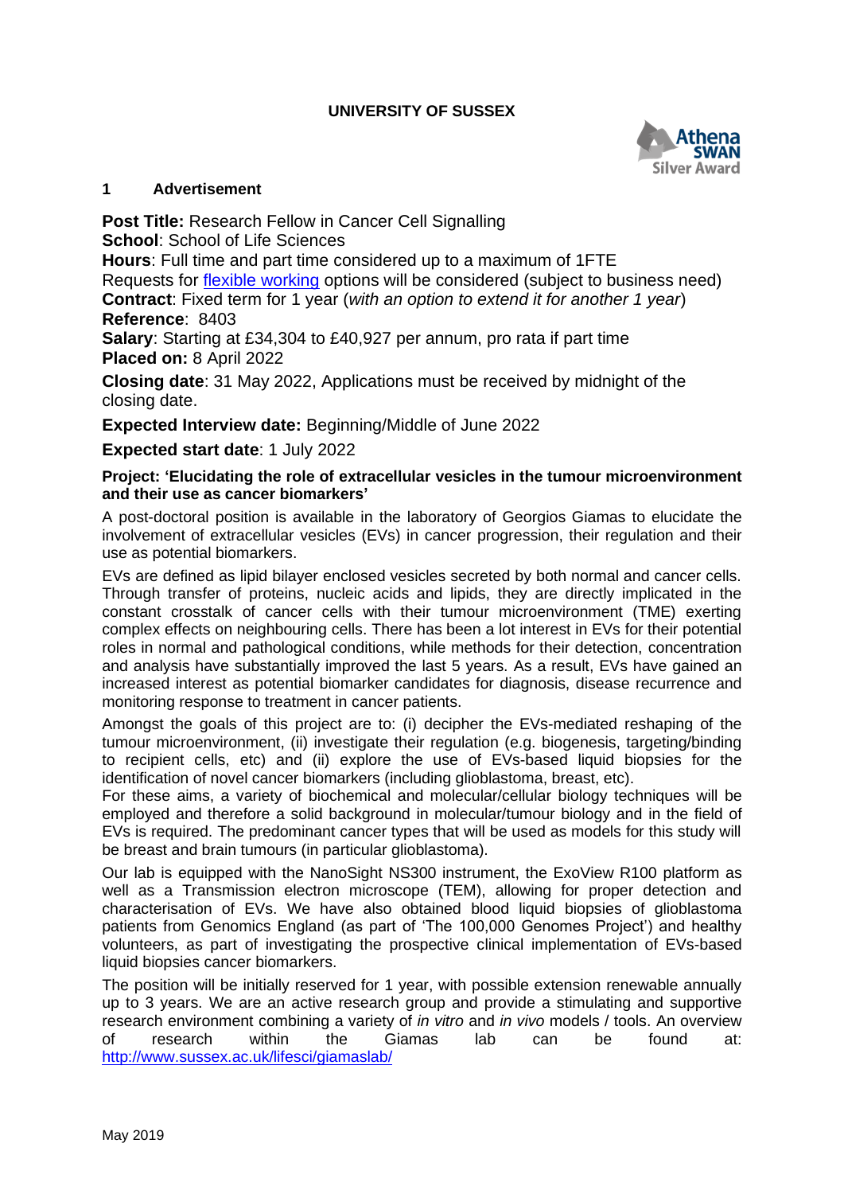**UNIVERSITY OF SUSSEX**

## 1 Advertisement

**Post Title:** Research Fellow in Cancer Cell Signalling
**School**: School of Life Sciences
**Hours**: Full time and part time considered up to a maximum of 1FTE
Requests for flexible working options will be considered (subject to business need)
**Contract**: Fixed term for 1 year (*with an option to extend it for another 1 year*)
**Reference**: 8403
**Salary**: Starting at £34,304 to £40,927 per annum, pro rata if part time
**Placed on:** 8 April 2022

**Closing date**: 31 May 2022, Applications must be received by midnight of the closing date.

**Expected Interview date:** Beginning/Middle of June 2022

**Expected start date**: 1 July 2022

**Project: 'Elucidating the role of extracellular vesicles in the tumour microenvironment and their use as cancer biomarkers'**

A post-doctoral position is available in the laboratory of Georgios Giamas to elucidate the involvement of extracellular vesicles (EVs) in cancer progression, their regulation and their use as potential biomarkers.

EVs are defined as lipid bilayer enclosed vesicles secreted by both normal and cancer cells. Through transfer of proteins, nucleic acids and lipids, they are directly implicated in the constant crosstalk of cancer cells with their tumour microenvironment (TME) exerting complex effects on neighbouring cells. There has been a lot interest in EVs for their potential roles in normal and pathological conditions, while methods for their detection, concentration and analysis have substantially improved the last 5 years. As a result, EVs have gained an increased interest as potential biomarker candidates for diagnosis, disease recurrence and monitoring response to treatment in cancer patients.

Amongst the goals of this project are to: (i) decipher the EVs-mediated reshaping of the tumour microenvironment, (ii) investigate their regulation (e.g. biogenesis, targeting/binding to recipient cells, etc) and (ii) explore the use of EVs-based liquid biopsies for the identification of novel cancer biomarkers (including glioblastoma, breast, etc).

For these aims, a variety of biochemical and molecular/cellular biology techniques will be employed and therefore a solid background in molecular/tumour biology and in the field of EVs is required. The predominant cancer types that will be used as models for this study will be breast and brain tumours (in particular glioblastoma).

Our lab is equipped with the NanoSight NS300 instrument, the ExoView R100 platform as well as a Transmission electron microscope (TEM), allowing for proper detection and characterisation of EVs. We have also obtained blood liquid biopsies of glioblastoma patients from Genomics England (as part of 'The 100,000 Genomes Project') and healthy volunteers, as part of investigating the prospective clinical implementation of EVs-based liquid biopsies cancer biomarkers.

The position will be initially reserved for 1 year, with possible extension renewable annually up to 3 years. We are an active research group and provide a stimulating and supportive research environment combining a variety of *in vitro* and *in vivo* models / tools. An overview of research within the Giamas lab can be found at: http://www.sussex.ac.uk/lifesci/giamaslab/

May 2019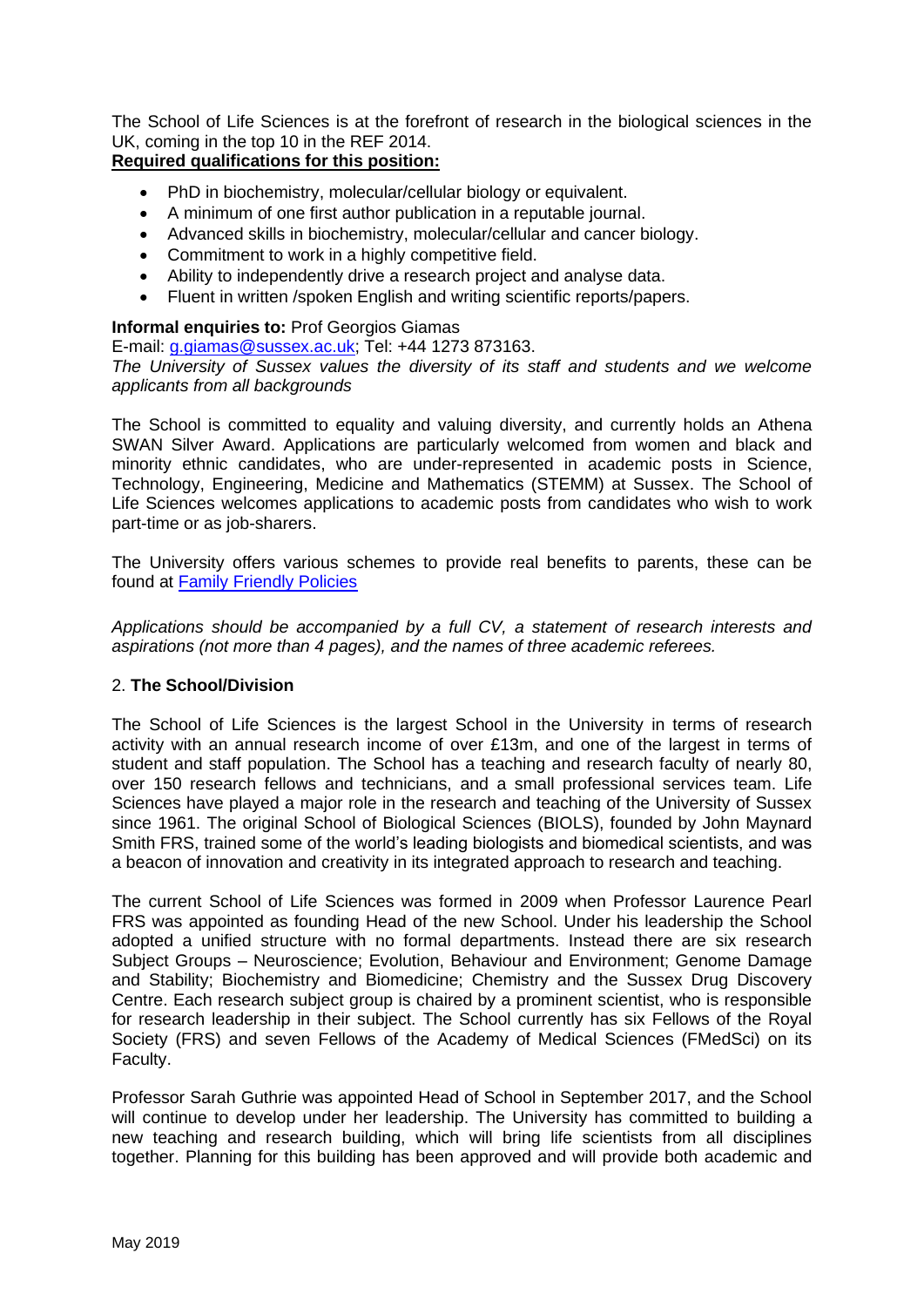The School of Life Sciences is at the forefront of research in the biological sciences in the UK, coming in the top 10 in the REF 2014.

**Required qualifications for this position:**

- PhD in biochemistry, molecular/cellular biology or equivalent.
- A minimum of one first author publication in a reputable journal.
- Advanced skills in biochemistry, molecular/cellular and cancer biology.
- Commitment to work in a highly competitive field.
- Ability to independently drive a research project and analyse data.
- Fluent in written /spoken English and writing scientific reports/papers.

**Informal enquiries to:** Prof Georgios Giamas
E-mail: g.giamas@sussex.ac.uk; Tel: +44 1273 873163.
*The University of Sussex values the diversity of its staff and students and we welcome applicants from all backgrounds*

The School is committed to equality and valuing diversity, and currently holds an Athena SWAN Silver Award. Applications are particularly welcomed from women and black and minority ethnic candidates, who are under-represented in academic posts in Science, Technology, Engineering, Medicine and Mathematics (STEMM) at Sussex. The School of Life Sciences welcomes applications to academic posts from candidates who wish to work part-time or as job-sharers.

The University offers various schemes to provide real benefits to parents, these can be found at Family Friendly Policies

*Applications should be accompanied by a full CV, a statement of research interests and aspirations (not more than 4 pages), and the names of three academic referees.*

## 2. **The School/Division**

The School of Life Sciences is the largest School in the University in terms of research activity with an annual research income of over £13m, and one of the largest in terms of student and staff population. The School has a teaching and research faculty of nearly 80, over 150 research fellows and technicians, and a small professional services team. Life Sciences have played a major role in the research and teaching of the University of Sussex since 1961. The original School of Biological Sciences (BIOLS), founded by John Maynard Smith FRS, trained some of the world's leading biologists and biomedical scientists, and was a beacon of innovation and creativity in its integrated approach to research and teaching.

The current School of Life Sciences was formed in 2009 when Professor Laurence Pearl FRS was appointed as founding Head of the new School. Under his leadership the School adopted a unified structure with no formal departments. Instead there are six research Subject Groups – Neuroscience; Evolution, Behaviour and Environment; Genome Damage and Stability; Biochemistry and Biomedicine; Chemistry and the Sussex Drug Discovery Centre. Each research subject group is chaired by a prominent scientist, who is responsible for research leadership in their subject. The School currently has six Fellows of the Royal Society (FRS) and seven Fellows of the Academy of Medical Sciences (FMedSci) on its Faculty.

Professor Sarah Guthrie was appointed Head of School in September 2017, and the School will continue to develop under her leadership. The University has committed to building a new teaching and research building, which will bring life scientists from all disciplines together. Planning for this building has been approved and will provide both academic and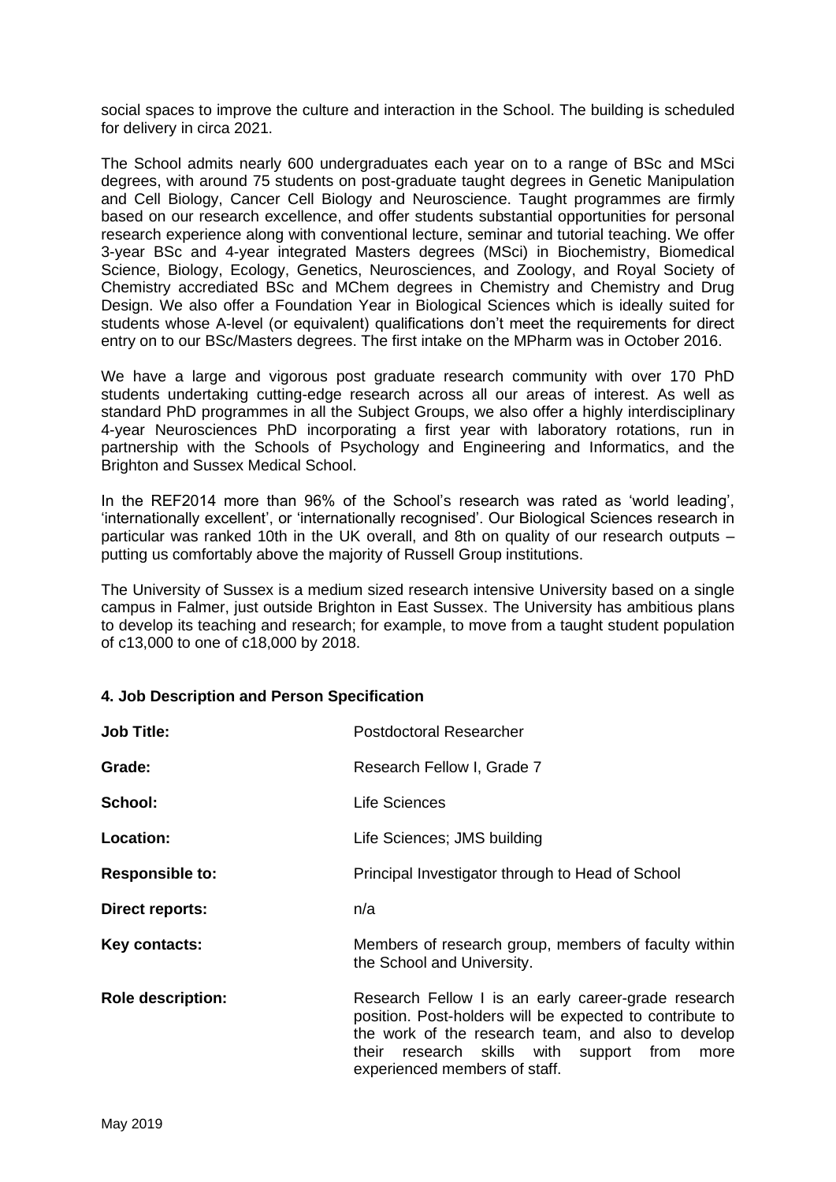social spaces to improve the culture and interaction in the School. The building is scheduled for delivery in circa 2021.

The School admits nearly 600 undergraduates each year on to a range of BSc and MSci degrees, with around 75 students on post-graduate taught degrees in Genetic Manipulation and Cell Biology, Cancer Cell Biology and Neuroscience. Taught programmes are firmly based on our research excellence, and offer students substantial opportunities for personal research experience along with conventional lecture, seminar and tutorial teaching. We offer 3-year BSc and 4-year integrated Masters degrees (MSci) in Biochemistry, Biomedical Science, Biology, Ecology, Genetics, Neurosciences, and Zoology, and Royal Society of Chemistry accredited BSc and MChem degrees in Chemistry and Chemistry and Drug Design. We also offer a Foundation Year in Biological Sciences which is ideally suited for students whose A-level (or equivalent) qualifications don't meet the requirements for direct entry on to our BSc/Masters degrees. The first intake on the MPharm was in October 2016.

We have a large and vigorous post graduate research community with over 170 PhD students undertaking cutting-edge research across all our areas of interest. As well as standard PhD programmes in all the Subject Groups, we also offer a highly interdisciplinary 4-year Neurosciences PhD incorporating a first year with laboratory rotations, run in partnership with the Schools of Psychology and Engineering and Informatics, and the Brighton and Sussex Medical School.

In the REF2014 more than 96% of the School's research was rated as 'world leading', 'internationally excellent', or 'internationally recognised'. Our Biological Sciences research in particular was ranked 10th in the UK overall, and 8th on quality of our research outputs – putting us comfortably above the majority of Russell Group institutions.

The University of Sussex is a medium sized research intensive University based on a single campus in Falmer, just outside Brighton in East Sussex. The University has ambitious plans to develop its teaching and research; for example, to move from a taught student population of c13,000 to one of c18,000 by 2018.

## 4. Job Description and Person Specification

| | |
|---|---|
| **Job Title:** | Postdoctoral Researcher |
| **Grade:** | Research Fellow I, Grade 7 |
| **School:** | Life Sciences |
| **Location:** | Life Sciences; JMS building |
| **Responsible to:** | Principal Investigator through to Head of School |
| **Direct reports:** | n/a |
| **Key contacts:** | Members of research group, members of faculty within the School and University. |
| **Role description:** | Research Fellow I is an early career-grade research position. Post-holders will be expected to contribute to the work of the research team, and also to develop their research skills with support from more experienced members of staff. |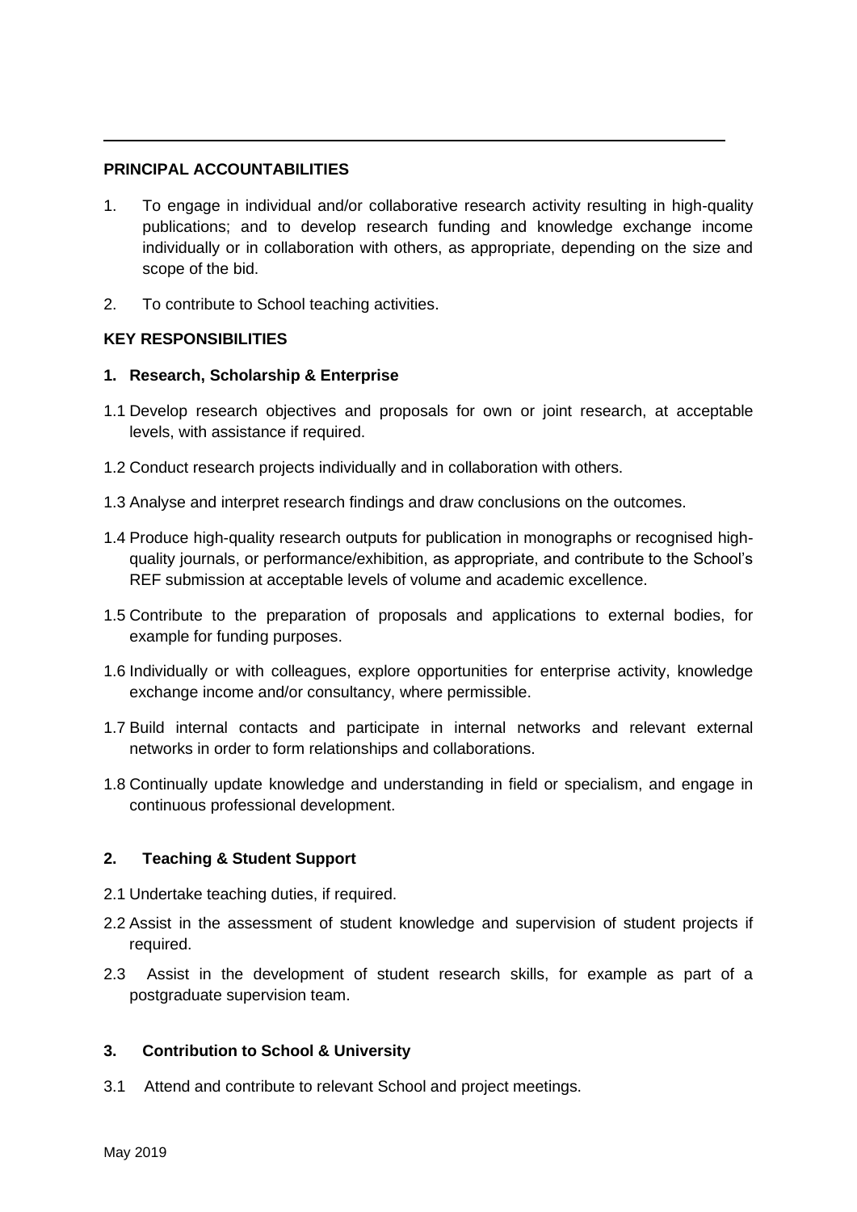## PRINCIPAL ACCOUNTABILITIES

1. To engage in individual and/or collaborative research activity resulting in high-quality publications; and to develop research funding and knowledge exchange income individually or in collaboration with others, as appropriate, depending on the size and scope of the bid.
2. To contribute to School teaching activities.

## KEY RESPONSIBILITIES

### 1. Research, Scholarship & Enterprise

1.1 Develop research objectives and proposals for own or joint research, at acceptable levels, with assistance if required.

1.2 Conduct research projects individually and in collaboration with others.

1.3 Analyse and interpret research findings and draw conclusions on the outcomes.

1.4 Produce high-quality research outputs for publication in monographs or recognised high-quality journals, or performance/exhibition, as appropriate, and contribute to the School's REF submission at acceptable levels of volume and academic excellence.

1.5 Contribute to the preparation of proposals and applications to external bodies, for example for funding purposes.

1.6 Individually or with colleagues, explore opportunities for enterprise activity, knowledge exchange income and/or consultancy, where permissible.

1.7 Build internal contacts and participate in internal networks and relevant external networks in order to form relationships and collaborations.

1.8 Continually update knowledge and understanding in field or specialism, and engage in continuous professional development.

### 2. Teaching & Student Support

2.1 Undertake teaching duties, if required.

2.2 Assist in the assessment of student knowledge and supervision of student projects if required.

2.3 Assist in the development of student research skills, for example as part of a postgraduate supervision team.

### 3. Contribution to School & University

3.1 Attend and contribute to relevant School and project meetings.

May 2019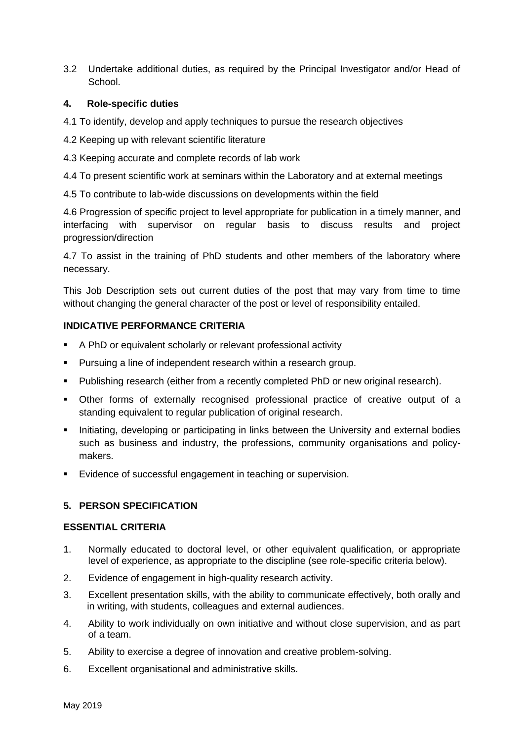3.2 Undertake additional duties, as required by the Principal Investigator and/or Head of School.

## 4. Role-specific duties

4.1 To identify, develop and apply techniques to pursue the research objectives

4.2 Keeping up with relevant scientific literature

4.3 Keeping accurate and complete records of lab work

4.4 To present scientific work at seminars within the Laboratory and at external meetings

4.5 To contribute to lab-wide discussions on developments within the field

4.6 Progression of specific project to level appropriate for publication in a timely manner, and interfacing with supervisor on regular basis to discuss results and project progression/direction

4.7 To assist in the training of PhD students and other members of the laboratory where necessary.

This Job Description sets out current duties of the post that may vary from time to time without changing the general character of the post or level of responsibility entailed.

## INDICATIVE PERFORMANCE CRITERIA

- A PhD or equivalent scholarly or relevant professional activity
- Pursuing a line of independent research within a research group.
- Publishing research (either from a recently completed PhD or new original research).
- Other forms of externally recognised professional practice of creative output of a standing equivalent to regular publication of original research.
- Initiating, developing or participating in links between the University and external bodies such as business and industry, the professions, community organisations and policy-makers.
- Evidence of successful engagement in teaching or supervision.

## 5. PERSON SPECIFICATION

### ESSENTIAL CRITERIA

1. Normally educated to doctoral level, or other equivalent qualification, or appropriate level of experience, as appropriate to the discipline (see role-specific criteria below).
2. Evidence of engagement in high-quality research activity.
3. Excellent presentation skills, with the ability to communicate effectively, both orally and in writing, with students, colleagues and external audiences.
4. Ability to work individually on own initiative and without close supervision, and as part of a team.
5. Ability to exercise a degree of innovation and creative problem-solving.
6. Excellent organisational and administrative skills.

May 2019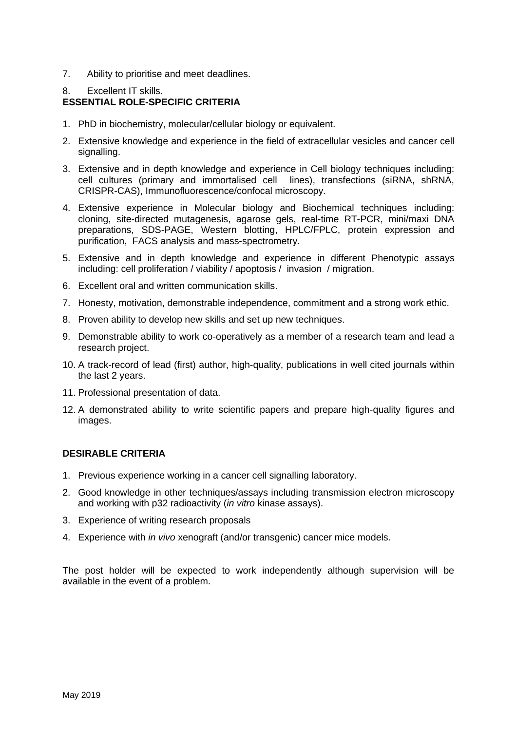7. Ability to prioritise and meet deadlines.

8. Excellent IT skills.

**ESSENTIAL ROLE-SPECIFIC CRITERIA**

1. PhD in biochemistry, molecular/cellular biology or equivalent.
2. Extensive knowledge and experience in the field of extracellular vesicles and cancer cell signalling.
3. Extensive and in depth knowledge and experience in Cell biology techniques including: cell cultures (primary and immortalised cell lines), transfections (siRNA, shRNA, CRISPR-CAS), Immunofluorescence/confocal microscopy.
4. Extensive experience in Molecular biology and Biochemical techniques including: cloning, site-directed mutagenesis, agarose gels, real-time RT-PCR, mini/maxi DNA preparations, SDS-PAGE, Western blotting, HPLC/FPLC, protein expression and purification, FACS analysis and mass-spectrometry.
5. Extensive and in depth knowledge and experience in different Phenotypic assays including: cell proliferation / viability / apoptosis / invasion / migration.
6. Excellent oral and written communication skills.
7. Honesty, motivation, demonstrable independence, commitment and a strong work ethic.
8. Proven ability to develop new skills and set up new techniques.
9. Demonstrable ability to work co-operatively as a member of a research team and lead a research project.
10. A track-record of lead (first) author, high-quality, publications in well cited journals within the last 2 years.
11. Professional presentation of data.
12. A demonstrated ability to write scientific papers and prepare high-quality figures and images.

**DESIRABLE CRITERIA**

1. Previous experience working in a cancer cell signalling laboratory.
2. Good knowledge in other techniques/assays including transmission electron microscopy and working with p32 radioactivity (*in vitro* kinase assays).
3. Experience of writing research proposals
4. Experience with *in vivo* xenograft (and/or transgenic) cancer mice models.

The post holder will be expected to work independently although supervision will be available in the event of a problem.

May 2019